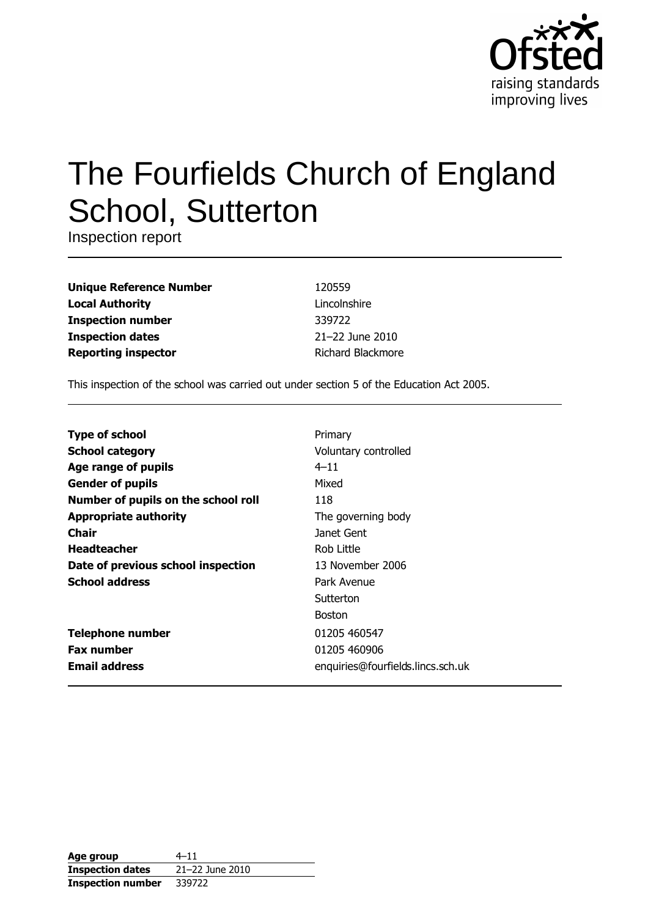# The Fourfields Church of England School, Sutterton

Inspection report

| | |
|---|---|
| **Unique Reference Number** | 120559 |
| **Local Authority** | Lincolnshire |
| **Inspection number** | 339722 |
| **Inspection dates** | 21–22 June 2010 |
| **Reporting inspector** | Richard Blackmore |

This inspection of the school was carried out under section 5 of the Education Act 2005.

| | |
|---|---|
| **Type of school** | Primary |
| **School category** | Voluntary controlled |
| **Age range of pupils** | 4–11 |
| **Gender of pupils** | Mixed |
| **Number of pupils on the school roll** | 118 |
| **Appropriate authority** | The governing body |
| **Chair** | Janet Gent |
| **Headteacher** | Rob Little |
| **Date of previous school inspection** | 13 November 2006 |
| **School address** | Park Avenue<br>Sutterton<br>Boston |
| **Telephone number** | 01205 460547 |
| **Fax number** | 01205 460906 |
| **Email address** | enquiries@fourfields.lincs.sch.uk |

| | |
|---|---|
| **Age group** | 4–11 |
| **Inspection dates** | 21–22 June 2010 |
| **Inspection number** | 339722 |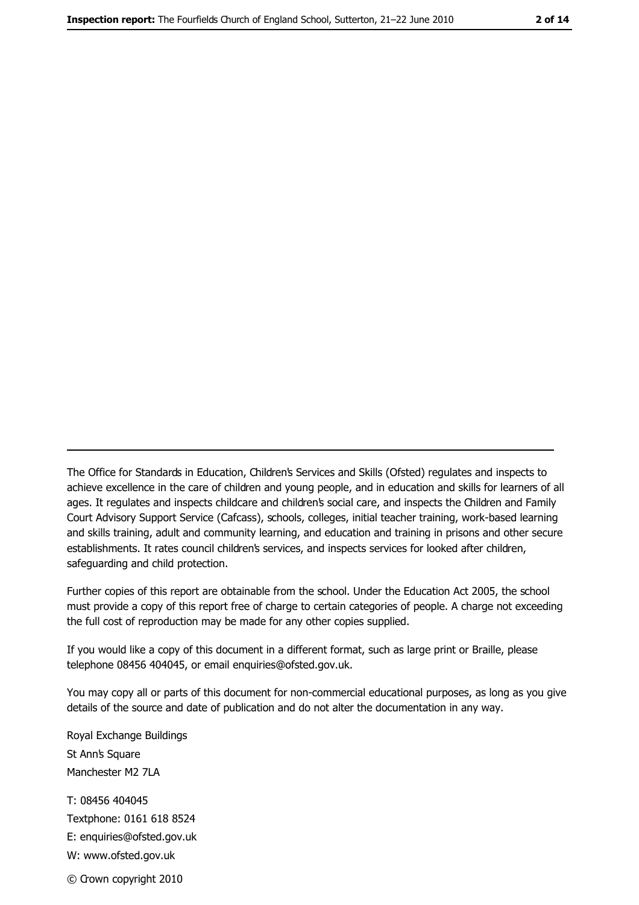The Office for Standards in Education, Children's Services and Skills (Ofsted) regulates and inspects to achieve excellence in the care of children and young people, and in education and skills for learners of all ages. It regulates and inspects childcare and children's social care, and inspects the Children and Family Court Advisory Support Service (Cafcass), schools, colleges, initial teacher training, work-based learning and skills training, adult and community learning, and education and training in prisons and other secure establishments. It rates council children's services, and inspects services for looked after children, safeguarding and child protection.

Further copies of this report are obtainable from the school. Under the Education Act 2005, the school must provide a copy of this report free of charge to certain categories of people. A charge not exceeding the full cost of reproduction may be made for any other copies supplied.

If you would like a copy of this document in a different format, such as large print or Braille, please telephone 08456 404045, or email enquiries@ofsted.gov.uk.

You may copy all or parts of this document for non-commercial educational purposes, as long as you give details of the source and date of publication and do not alter the documentation in any way.

Royal Exchange Buildings
St Ann's Square
Manchester M2 7LA

T: 08456 404045
Textphone: 0161 618 8524
E: enquiries@ofsted.gov.uk
W: www.ofsted.gov.uk

© Crown copyright 2010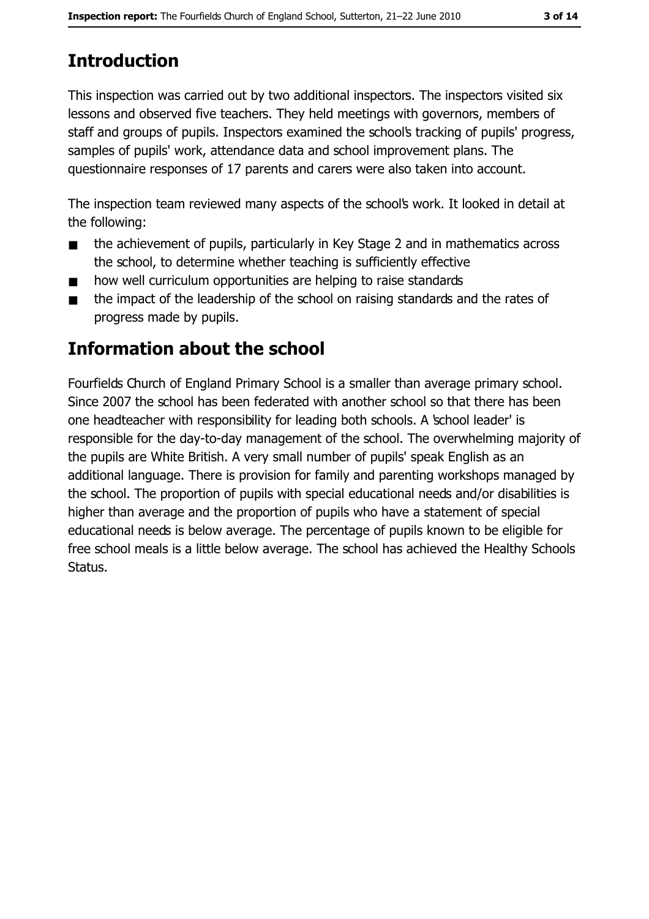## Introduction

This inspection was carried out by two additional inspectors. The inspectors visited six lessons and observed five teachers. They held meetings with governors, members of staff and groups of pupils. Inspectors examined the school's tracking of pupils' progress, samples of pupils' work, attendance data and school improvement plans. The questionnaire responses of 17 parents and carers were also taken into account.

The inspection team reviewed many aspects of the school's work. It looked in detail at the following:

- the achievement of pupils, particularly in Key Stage 2 and in mathematics across the school, to determine whether teaching is sufficiently effective
- how well curriculum opportunities are helping to raise standards
- the impact of the leadership of the school on raising standards and the rates of progress made by pupils.

## Information about the school

Fourfields Church of England Primary School is a smaller than average primary school. Since 2007 the school has been federated with another school so that there has been one headteacher with responsibility for leading both schools. A 'school leader' is responsible for the day-to-day management of the school. The overwhelming majority of the pupils are White British. A very small number of pupils' speak English as an additional language. There is provision for family and parenting workshops managed by the school. The proportion of pupils with special educational needs and/or disabilities is higher than average and the proportion of pupils who have a statement of special educational needs is below average. The percentage of pupils known to be eligible for free school meals is a little below average. The school has achieved the Healthy Schools Status.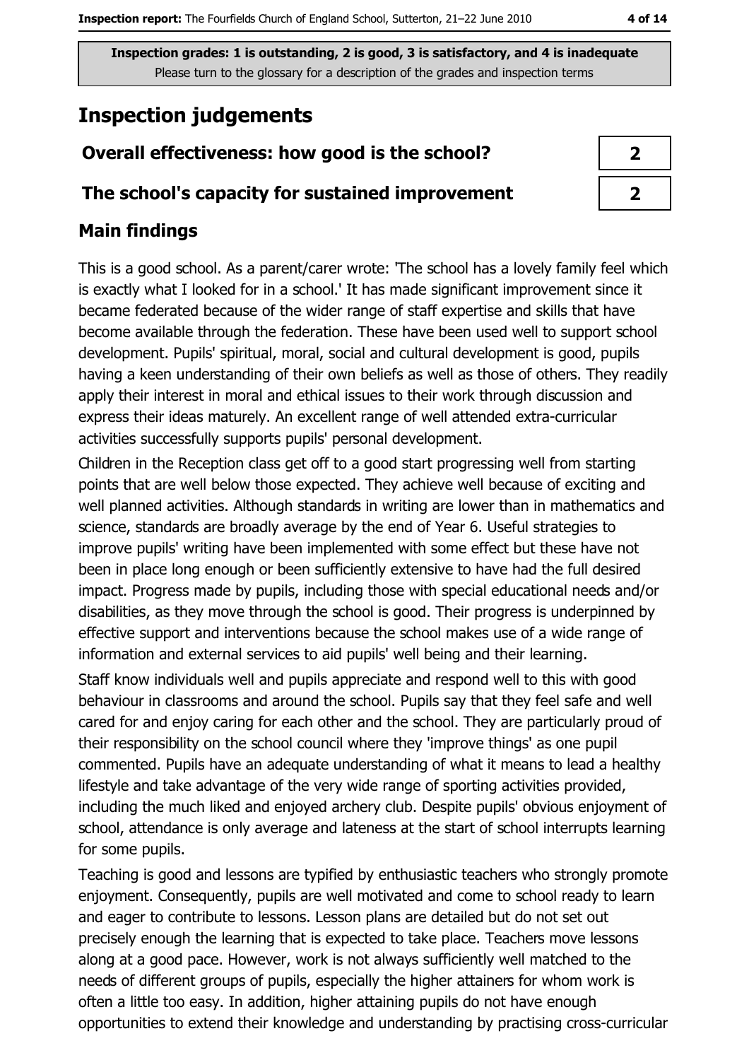**Inspection grades: 1 is outstanding, 2 is good, 3 is satisfactory, and 4 is inadequate**
Please turn to the glossary for a description of the grades and inspection terms

## Inspection judgements

| | |
|---|---|
| **Overall effectiveness: how good is the school?** | 2 |
| **The school's capacity for sustained improvement** | 2 |

### Main findings

This is a good school. As a parent/carer wrote: 'The school has a lovely family feel which is exactly what I looked for in a school.' It has made significant improvement since it became federated because of the wider range of staff expertise and skills that have become available through the federation. These have been used well to support school development. Pupils' spiritual, moral, social and cultural development is good, pupils having a keen understanding of their own beliefs as well as those of others. They readily apply their interest in moral and ethical issues to their work through discussion and express their ideas maturely. An excellent range of well attended extra-curricular activities successfully supports pupils' personal development.

Children in the Reception class get off to a good start progressing well from starting points that are well below those expected. They achieve well because of exciting and well planned activities. Although standards in writing are lower than in mathematics and science, standards are broadly average by the end of Year 6. Useful strategies to improve pupils' writing have been implemented with some effect but these have not been in place long enough or been sufficiently extensive to have had the full desired impact. Progress made by pupils, including those with special educational needs and/or disabilities, as they move through the school is good. Their progress is underpinned by effective support and interventions because the school makes use of a wide range of information and external services to aid pupils' well being and their learning.

Staff know individuals well and pupils appreciate and respond well to this with good behaviour in classrooms and around the school. Pupils say that they feel safe and well cared for and enjoy caring for each other and the school. They are particularly proud of their responsibility on the school council where they 'improve things' as one pupil commented. Pupils have an adequate understanding of what it means to lead a healthy lifestyle and take advantage of the very wide range of sporting activities provided, including the much liked and enjoyed archery club. Despite pupils' obvious enjoyment of school, attendance is only average and lateness at the start of school interrupts learning for some pupils.

Teaching is good and lessons are typified by enthusiastic teachers who strongly promote enjoyment. Consequently, pupils are well motivated and come to school ready to learn and eager to contribute to lessons. Lesson plans are detailed but do not set out precisely enough the learning that is expected to take place. Teachers move lessons along at a good pace. However, work is not always sufficiently well matched to the needs of different groups of pupils, especially the higher attainers for whom work is often a little too easy. In addition, higher attaining pupils do not have enough opportunities to extend their knowledge and understanding by practising cross-curricular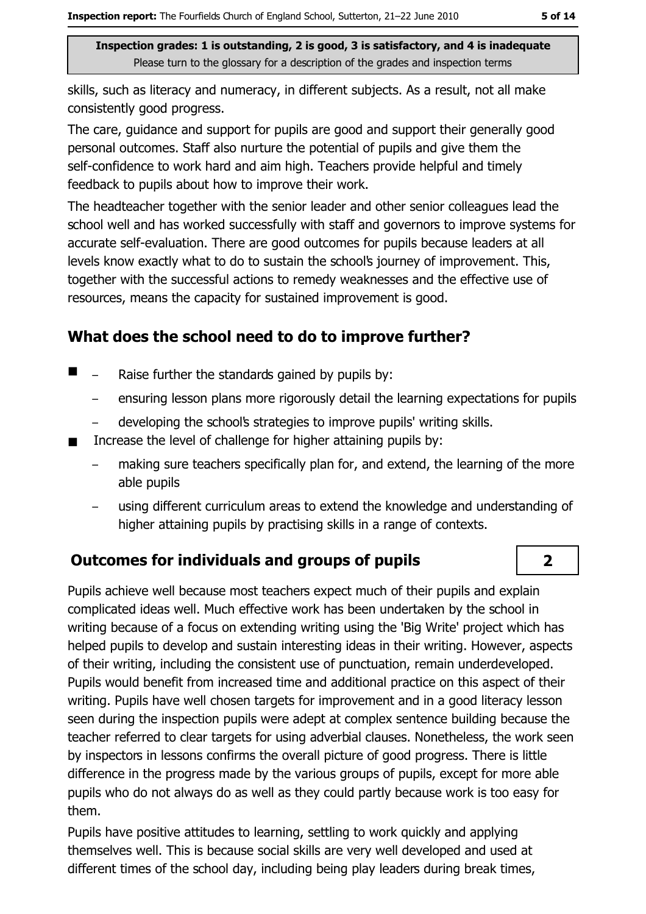skills, such as literacy and numeracy, in different subjects. As a result, not all make consistently good progress.

The care, guidance and support for pupils are good and support their generally good personal outcomes. Staff also nurture the potential of pupils and give them the self-confidence to work hard and aim high. Teachers provide helpful and timely feedback to pupils about how to improve their work.

The headteacher together with the senior leader and other senior colleagues lead the school well and has worked successfully with staff and governors to improve systems for accurate self-evaluation. There are good outcomes for pupils because leaders at all levels know exactly what to do to sustain the school's journey of improvement. This, together with the successful actions to remedy weaknesses and the effective use of resources, means the capacity for sustained improvement is good.

## What does the school need to do to improve further?

- Raise further the standards gained by pupils by:
  - ensuring lesson plans more rigorously detail the learning expectations for pupils
  - developing the school's strategies to improve pupils' writing skills.
- Increase the level of challenge for higher attaining pupils by:
  - making sure teachers specifically plan for, and extend, the learning of the more able pupils
  - using different curriculum areas to extend the knowledge and understanding of higher attaining pupils by practising skills in a range of contexts.

## Outcomes for individuals and groups of pupils — 2

Pupils achieve well because most teachers expect much of their pupils and explain complicated ideas well. Much effective work has been undertaken by the school in writing because of a focus on extending writing using the 'Big Write' project which has helped pupils to develop and sustain interesting ideas in their writing. However, aspects of their writing, including the consistent use of punctuation, remain underdeveloped. Pupils would benefit from increased time and additional practice on this aspect of their writing. Pupils have well chosen targets for improvement and in a good literacy lesson seen during the inspection pupils were adept at complex sentence building because the teacher referred to clear targets for using adverbial clauses. Nonetheless, the work seen by inspectors in lessons confirms the overall picture of good progress. There is little difference in the progress made by the various groups of pupils, except for more able pupils who do not always do as well as they could partly because work is too easy for them.

Pupils have positive attitudes to learning, settling to work quickly and applying themselves well. This is because social skills are very well developed and used at different times of the school day, including being play leaders during break times,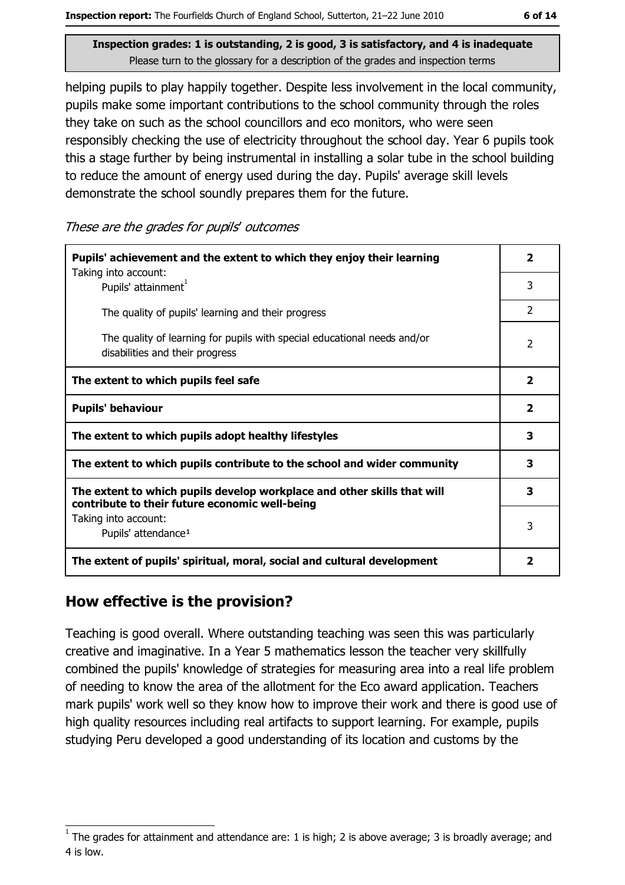**Inspection grades: 1 is outstanding, 2 is good, 3 is satisfactory, and 4 is inadequate**
Please turn to the glossary for a description of the grades and inspection terms

helping pupils to play happily together. Despite less involvement in the local community, pupils make some important contributions to the school community through the roles they take on such as the school councillors and eco monitors, who were seen responsibly checking the use of electricity throughout the school day. Year 6 pupils took this a stage further by being instrumental in installing a solar tube in the school building to reduce the amount of energy used during the day. Pupils' average skill levels demonstrate the school soundly prepares them for the future.

*These are the grades for pupils' outcomes*

| | |
|---|---|
| **Pupils' achievement and the extent to which they enjoy their learning** | **2** |
| Taking into account: Pupils' attainment[1] | 3 |
| The quality of pupils' learning and their progress | 2 |
| The quality of learning for pupils with special educational needs and/or disabilities and their progress | 2 |
| **The extent to which pupils feel safe** | **2** |
| **Pupils' behaviour** | **2** |
| **The extent to which pupils adopt healthy lifestyles** | **3** |
| **The extent to which pupils contribute to the school and wider community** | **3** |
| **The extent to which pupils develop workplace and other skills that will contribute to their future economic well-being** | **3** |
| Taking into account: Pupils' attendance[1] | 3 |
| **The extent of pupils' spiritual, moral, social and cultural development** | **2** |

## How effective is the provision?

Teaching is good overall. Where outstanding teaching was seen this was particularly creative and imaginative. In a Year 5 mathematics lesson the teacher very skillfully combined the pupils' knowledge of strategies for measuring area into a real life problem of needing to know the area of the allotment for the Eco award application. Teachers mark pupils' work well so they know how to improve their work and there is good use of high quality resources including real artifacts to support learning. For example, pupils studying Peru developed a good understanding of its location and customs by the

[1] The grades for attainment and attendance are: 1 is high; 2 is above average; 3 is broadly average; and 4 is low.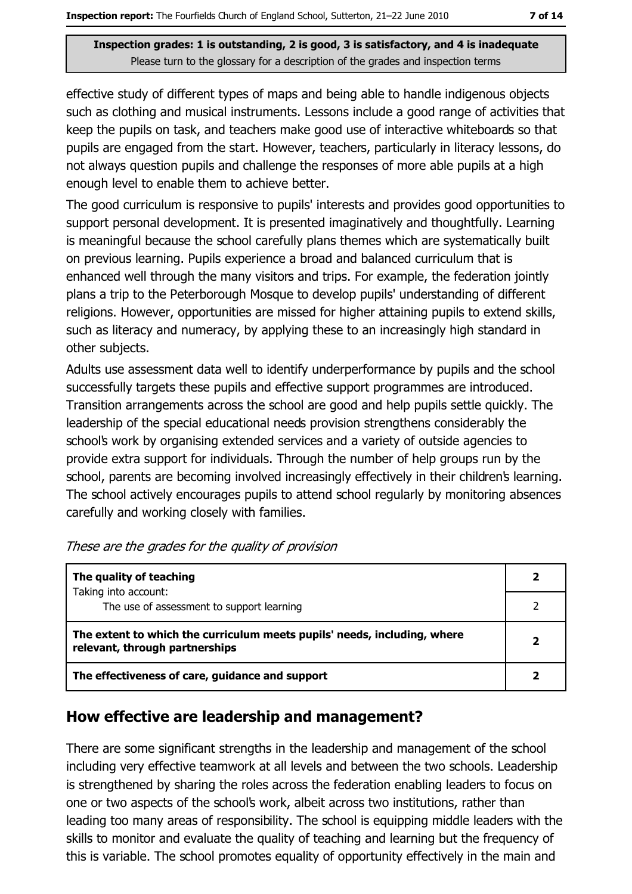effective study of different types of maps and being able to handle indigenous objects such as clothing and musical instruments. Lessons include a good range of activities that keep the pupils on task, and teachers make good use of interactive whiteboards so that pupils are engaged from the start. However, teachers, particularly in literacy lessons, do not always question pupils and challenge the responses of more able pupils at a high enough level to enable them to achieve better.

The good curriculum is responsive to pupils' interests and provides good opportunities to support personal development. It is presented imaginatively and thoughtfully. Learning is meaningful because the school carefully plans themes which are systematically built on previous learning. Pupils experience a broad and balanced curriculum that is enhanced well through the many visitors and trips. For example, the federation jointly plans a trip to the Peterborough Mosque to develop pupils' understanding of different religions. However, opportunities are missed for higher attaining pupils to extend skills, such as literacy and numeracy, by applying these to an increasingly high standard in other subjects.

Adults use assessment data well to identify underperformance by pupils and the school successfully targets these pupils and effective support programmes are introduced. Transition arrangements across the school are good and help pupils settle quickly. The leadership of the special educational needs provision strengthens considerably the school's work by organising extended services and a variety of outside agencies to provide extra support for individuals. Through the number of help groups run by the school, parents are becoming involved increasingly effectively in their children's learning. The school actively encourages pupils to attend school regularly by monitoring absences carefully and working closely with families.

*These are the grades for the quality of provision*

| | |
|---|---|
| **The quality of teaching** <br> Taking into account: | **2** |
| The use of assessment to support learning | 2 |
| **The extent to which the curriculum meets pupils' needs, including, where relevant, through partnerships** | **2** |
| **The effectiveness of care, guidance and support** | **2** |

## How effective are leadership and management?

There are some significant strengths in the leadership and management of the school including very effective teamwork at all levels and between the two schools. Leadership is strengthened by sharing the roles across the federation enabling leaders to focus on one or two aspects of the school's work, albeit across two institutions, rather than leading too many areas of responsibility. The school is equipping middle leaders with the skills to monitor and evaluate the quality of teaching and learning but the frequency of this is variable. The school promotes equality of opportunity effectively in the main and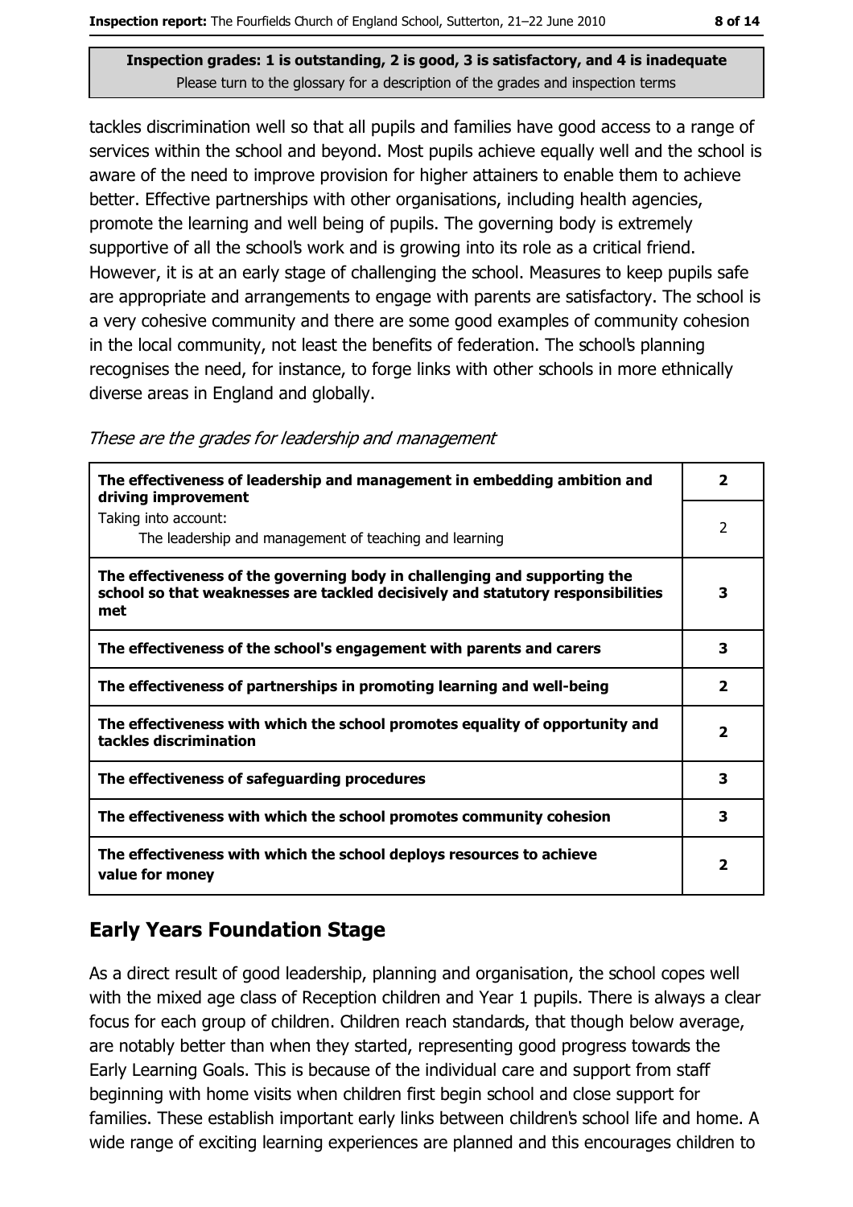Inspection grades: 1 is outstanding, 2 is good, 3 is satisfactory, and 4 is inadequate
Please turn to the glossary for a description of the grades and inspection terms

tackles discrimination well so that all pupils and families have good access to a range of services within the school and beyond. Most pupils achieve equally well and the school is aware of the need to improve provision for higher attainers to enable them to achieve better. Effective partnerships with other organisations, including health agencies, promote the learning and well being of pupils. The governing body is extremely supportive of all the school's work and is growing into its role as a critical friend. However, it is at an early stage of challenging the school. Measures to keep pupils safe are appropriate and arrangements to engage with parents are satisfactory. The school is a very cohesive community and there are some good examples of community cohesion in the local community, not least the benefits of federation. The school's planning recognises the need, for instance, to forge links with other schools in more ethnically diverse areas in England and globally.

*These are the grades for leadership and management*

| | |
|---|---|
| **The effectiveness of leadership and management in embedding ambition and driving improvement** | **2** |
| Taking into account: The leadership and management of teaching and learning | 2 |
| **The effectiveness of the governing body in challenging and supporting the school so that weaknesses are tackled decisively and statutory responsibilities met** | **3** |
| **The effectiveness of the school's engagement with parents and carers** | **3** |
| **The effectiveness of partnerships in promoting learning and well-being** | **2** |
| **The effectiveness with which the school promotes equality of opportunity and tackles discrimination** | **2** |
| **The effectiveness of safeguarding procedures** | **3** |
| **The effectiveness with which the school promotes community cohesion** | **3** |
| **The effectiveness with which the school deploys resources to achieve value for money** | **2** |

## Early Years Foundation Stage

As a direct result of good leadership, planning and organisation, the school copes well with the mixed age class of Reception children and Year 1 pupils. There is always a clear focus for each group of children. Children reach standards, that though below average, are notably better than when they started, representing good progress towards the Early Learning Goals. This is because of the individual care and support from staff beginning with home visits when children first begin school and close support for families. These establish important early links between children's school life and home. A wide range of exciting learning experiences are planned and this encourages children to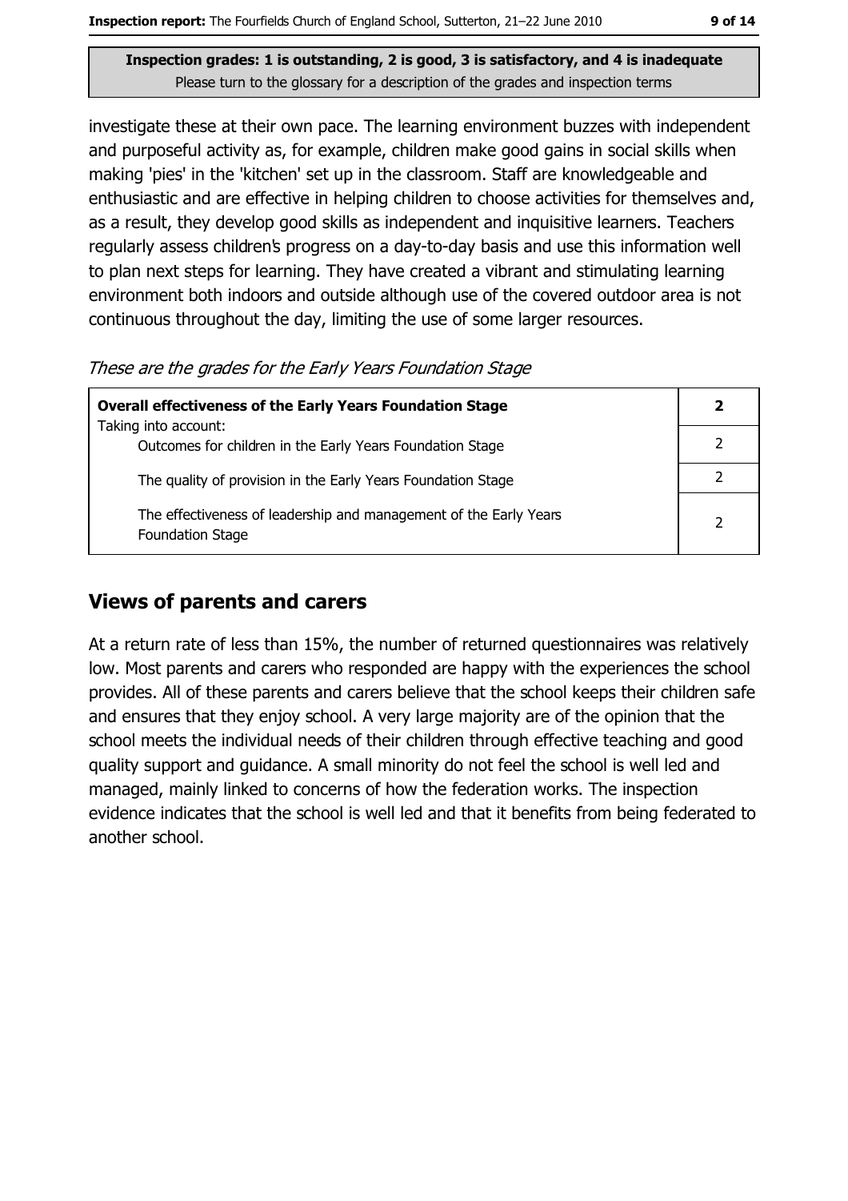**Inspection grades: 1 is outstanding, 2 is good, 3 is satisfactory, and 4 is inadequate**
Please turn to the glossary for a description of the grades and inspection terms

investigate these at their own pace. The learning environment buzzes with independent and purposeful activity as, for example, children make good gains in social skills when making 'pies' in the 'kitchen' set up in the classroom. Staff are knowledgeable and enthusiastic and are effective in helping children to choose activities for themselves and, as a result, they develop good skills as independent and inquisitive learners. Teachers regularly assess children's progress on a day-to-day basis and use this information well to plan next steps for learning. They have created a vibrant and stimulating learning environment both indoors and outside although use of the covered outdoor area is not continuous throughout the day, limiting the use of some larger resources.

*These are the grades for the Early Years Foundation Stage*

| **Overall effectiveness of the Early Years Foundation Stage** | **2** |
|---|---|
| Taking into account: Outcomes for children in the Early Years Foundation Stage | 2 |
| The quality of provision in the Early Years Foundation Stage | 2 |
| The effectiveness of leadership and management of the Early Years Foundation Stage | 2 |

## Views of parents and carers

At a return rate of less than 15%, the number of returned questionnaires was relatively low. Most parents and carers who responded are happy with the experiences the school provides. All of these parents and carers believe that the school keeps their children safe and ensures that they enjoy school. A very large majority are of the opinion that the school meets the individual needs of their children through effective teaching and good quality support and guidance. A small minority do not feel the school is well led and managed, mainly linked to concerns of how the federation works. The inspection evidence indicates that the school is well led and that it benefits from being federated to another school.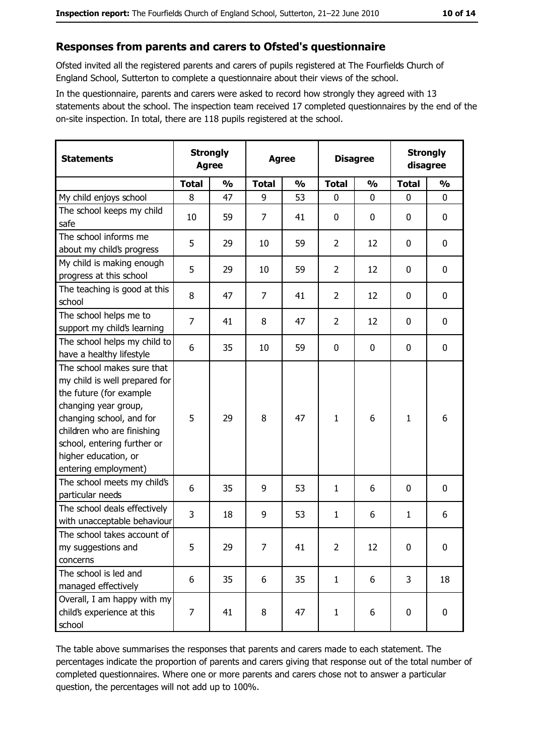## Responses from parents and carers to Ofsted's questionnaire

Ofsted invited all the registered parents and carers of pupils registered at The Fourfields Church of England School, Sutterton to complete a questionnaire about their views of the school.

In the questionnaire, parents and carers were asked to record how strongly they agreed with 13 statements about the school. The inspection team received 17 completed questionnaires by the end of the on-site inspection. In total, there are 118 pupils registered at the school.

| Statements | Strongly Agree | | Agree | | Disagree | | Strongly disagree | |
|---|---|---|---|---|---|---|---|---|
| | Total | % | Total | % | Total | % | Total | % |
| My child enjoys school | 8 | 47 | 9 | 53 | 0 | 0 | 0 | 0 |
| The school keeps my child safe | 10 | 59 | 7 | 41 | 0 | 0 | 0 | 0 |
| The school informs me about my child's progress | 5 | 29 | 10 | 59 | 2 | 12 | 0 | 0 |
| My child is making enough progress at this school | 5 | 29 | 10 | 59 | 2 | 12 | 0 | 0 |
| The teaching is good at this school | 8 | 47 | 7 | 41 | 2 | 12 | 0 | 0 |
| The school helps me to support my child's learning | 7 | 41 | 8 | 47 | 2 | 12 | 0 | 0 |
| The school helps my child to have a healthy lifestyle | 6 | 35 | 10 | 59 | 0 | 0 | 0 | 0 |
| The school makes sure that my child is well prepared for the future (for example changing year group, changing school, and for children who are finishing school, entering further or higher education, or entering employment) | 5 | 29 | 8 | 47 | 1 | 6 | 1 | 6 |
| The school meets my child's particular needs | 6 | 35 | 9 | 53 | 1 | 6 | 0 | 0 |
| The school deals effectively with unacceptable behaviour | 3 | 18 | 9 | 53 | 1 | 6 | 1 | 6 |
| The school takes account of my suggestions and concerns | 5 | 29 | 7 | 41 | 2 | 12 | 0 | 0 |
| The school is led and managed effectively | 6 | 35 | 6 | 35 | 1 | 6 | 3 | 18 |
| Overall, I am happy with my child's experience at this school | 7 | 41 | 8 | 47 | 1 | 6 | 0 | 0 |

The table above summarises the responses that parents and carers made to each statement. The percentages indicate the proportion of parents and carers giving that response out of the total number of completed questionnaires. Where one or more parents and carers chose not to answer a particular question, the percentages will not add up to 100%.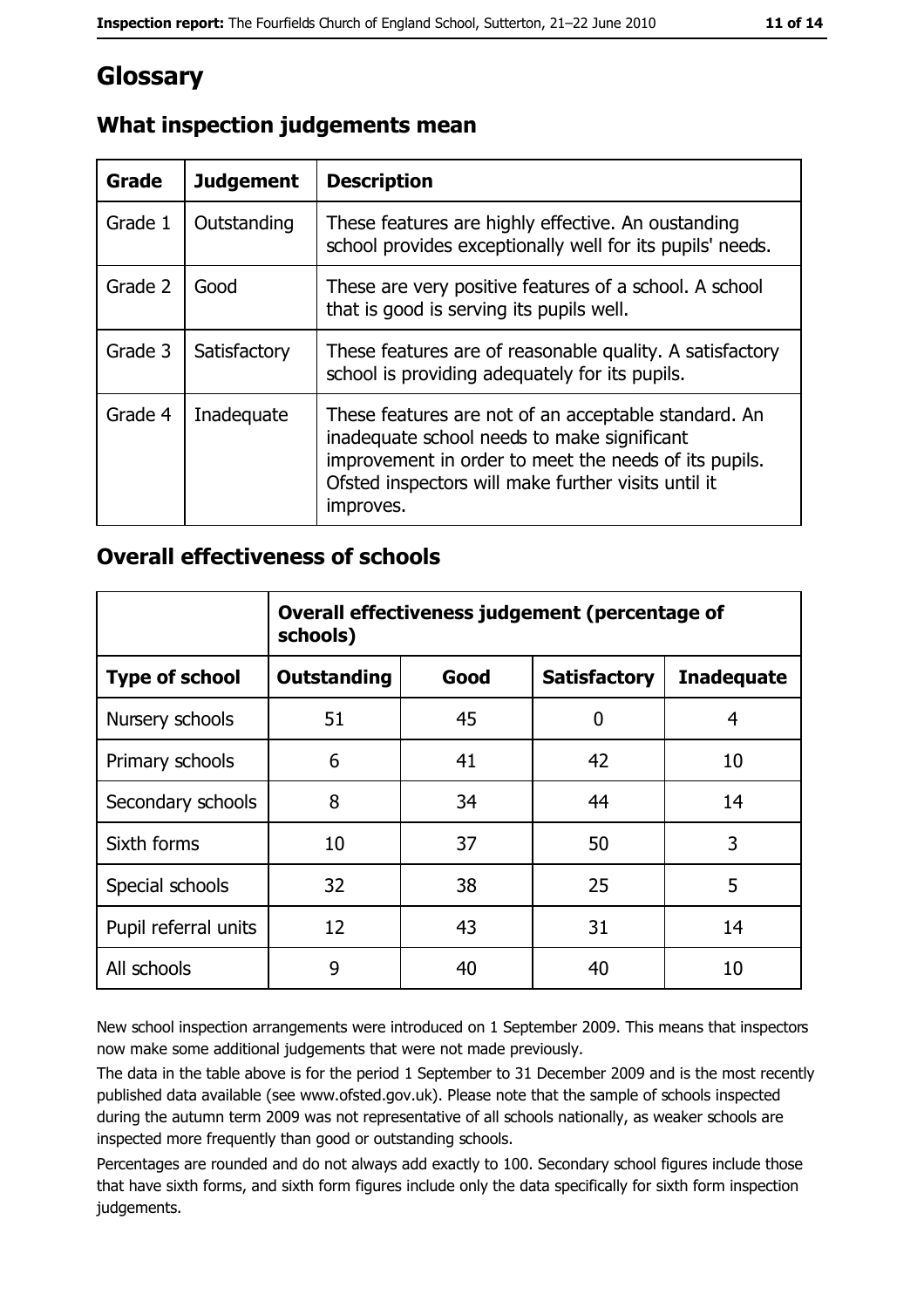# Glossary

## What inspection judgements mean

| Grade | Judgement | Description |
| --- | --- | --- |
| Grade 1 | Outstanding | These features are highly effective. An oustanding school provides exceptionally well for its pupils' needs. |
| Grade 2 | Good | These are very positive features of a school. A school that is good is serving its pupils well. |
| Grade 3 | Satisfactory | These features are of reasonable quality. A satisfactory school is providing adequately for its pupils. |
| Grade 4 | Inadequate | These features are not of an acceptable standard. An inadequate school needs to make significant improvement in order to meet the needs of its pupils. Ofsted inspectors will make further visits until it improves. |

## Overall effectiveness of schools

| | Overall effectiveness judgement (percentage of schools) | | | |
| --- | --- | --- | --- | --- |
| **Type of school** | **Outstanding** | **Good** | **Satisfactory** | **Inadequate** |
| Nursery schools | 51 | 45 | 0 | 4 |
| Primary schools | 6 | 41 | 42 | 10 |
| Secondary schools | 8 | 34 | 44 | 14 |
| Sixth forms | 10 | 37 | 50 | 3 |
| Special schools | 32 | 38 | 25 | 5 |
| Pupil referral units | 12 | 43 | 31 | 14 |
| All schools | 9 | 40 | 40 | 10 |

New school inspection arrangements were introduced on 1 September 2009. This means that inspectors now make some additional judgements that were not made previously.

The data in the table above is for the period 1 September to 31 December 2009 and is the most recently published data available (see www.ofsted.gov.uk). Please note that the sample of schools inspected during the autumn term 2009 was not representative of all schools nationally, as weaker schools are inspected more frequently than good or outstanding schools.

Percentages are rounded and do not always add exactly to 100. Secondary school figures include those that have sixth forms, and sixth form figures include only the data specifically for sixth form inspection judgements.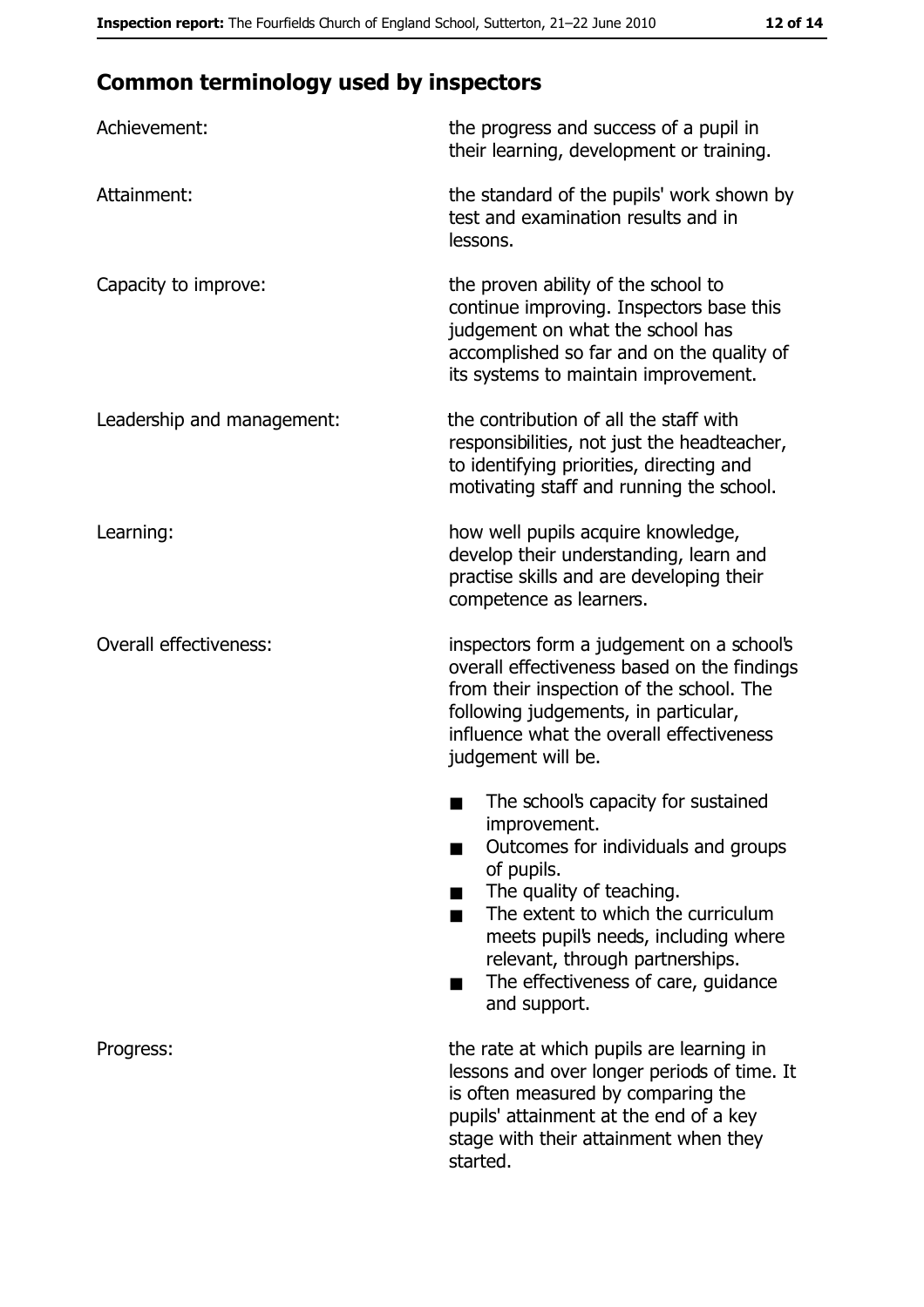## Common terminology used by inspectors

| | |
|---|---|
| Achievement: | the progress and success of a pupil in their learning, development or training. |
| Attainment: | the standard of the pupils' work shown by test and examination results and in lessons. |
| Capacity to improve: | the proven ability of the school to continue improving. Inspectors base this judgement on what the school has accomplished so far and on the quality of its systems to maintain improvement. |
| Leadership and management: | the contribution of all the staff with responsibilities, not just the headteacher, to identifying priorities, directing and motivating staff and running the school. |
| Learning: | how well pupils acquire knowledge, develop their understanding, learn and practise skills and are developing their competence as learners. |
| Overall effectiveness: | inspectors form a judgement on a school's overall effectiveness based on the findings from their inspection of the school. The following judgements, in particular, influence what the overall effectiveness judgement will be. <br> ■ The school's capacity for sustained improvement. <br> ■ Outcomes for individuals and groups of pupils. <br> ■ The quality of teaching. <br> ■ The extent to which the curriculum meets pupil's needs, including where relevant, through partnerships. <br> ■ The effectiveness of care, guidance and support. |
| Progress: | the rate at which pupils are learning in lessons and over longer periods of time. It is often measured by comparing the pupils' attainment at the end of a key stage with their attainment when they started. |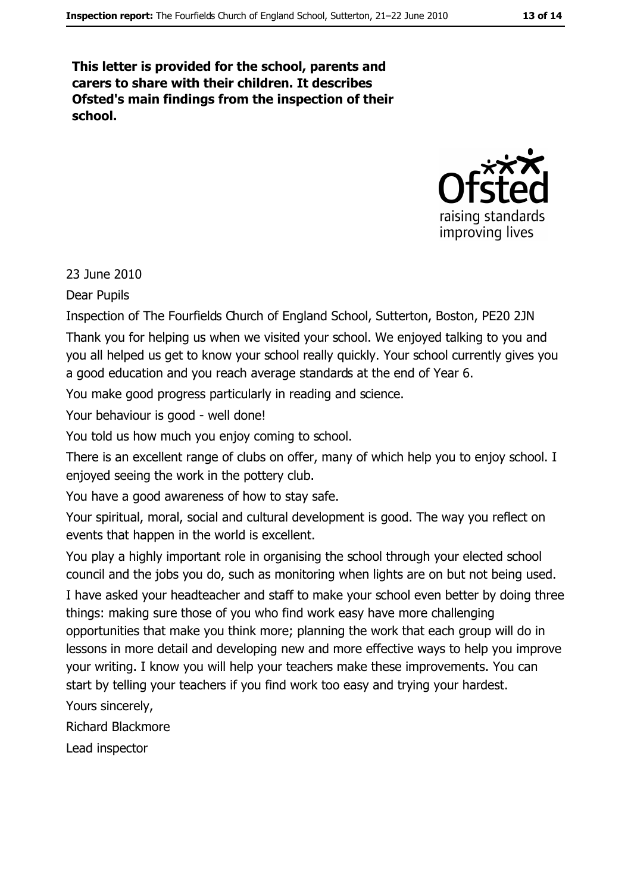**This letter is provided for the school, parents and carers to share with their children. It describes Ofsted's main findings from the inspection of their school.**

23 June 2010

Dear Pupils

Inspection of The Fourfields Church of England School, Sutterton, Boston, PE20 2JN

Thank you for helping us when we visited your school. We enjoyed talking to you and you all helped us get to know your school really quickly. Your school currently gives you a good education and you reach average standards at the end of Year 6.

You make good progress particularly in reading and science.

Your behaviour is good - well done!

You told us how much you enjoy coming to school.

There is an excellent range of clubs on offer, many of which help you to enjoy school. I enjoyed seeing the work in the pottery club.

You have a good awareness of how to stay safe.

Your spiritual, moral, social and cultural development is good. The way you reflect on events that happen in the world is excellent.

You play a highly important role in organising the school through your elected school council and the jobs you do, such as monitoring when lights are on but not being used.

I have asked your headteacher and staff to make your school even better by doing three things: making sure those of you who find work easy have more challenging opportunities that make you think more; planning the work that each group will do in lessons in more detail and developing new and more effective ways to help you improve your writing. I know you will help your teachers make these improvements. You can start by telling your teachers if you find work too easy and trying your hardest.

Yours sincerely,

Richard Blackmore

Lead inspector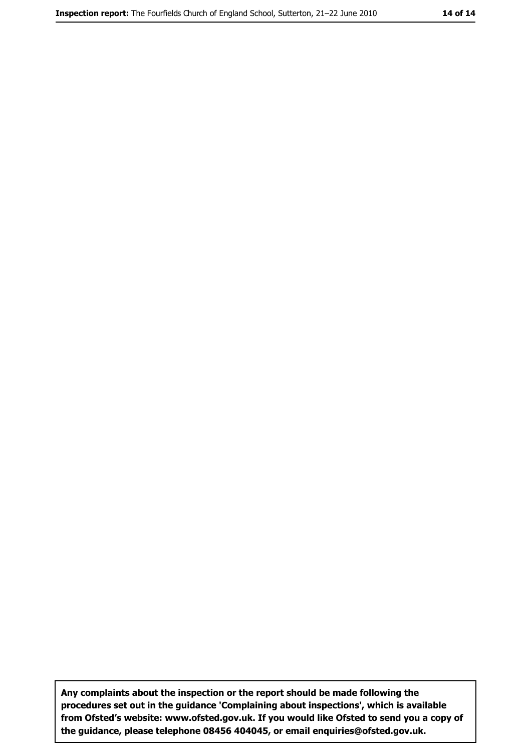**Any complaints about the inspection or the report should be made following the procedures set out in the guidance 'Complaining about inspections', which is available from Ofsted's website: www.ofsted.gov.uk. If you would like Ofsted to send you a copy of the guidance, please telephone 08456 404045, or email enquiries@ofsted.gov.uk.**